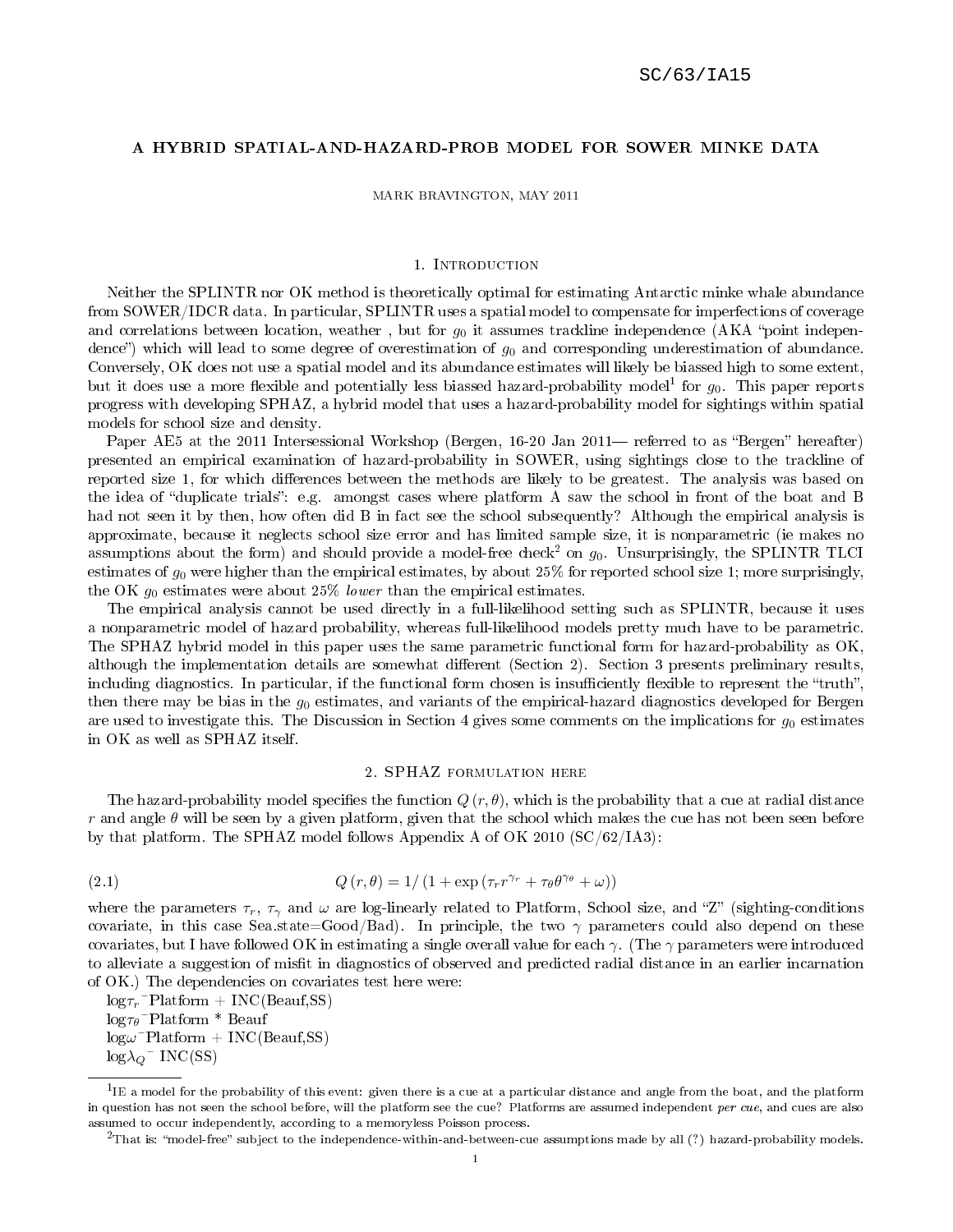SC/63/IA15

# A HYBRID SPATIAL-AND-HAZARD-PROB MODEL FOR SOWER MINKE DATA

MARK BRAVINGTON, MAY 2011

## 1. Introduction

Neither the SPLINTR nor OK method is theoretically optimal for estimating Antarctic minke whale abundance from SOWER/IDCR data. In particular, SPLINTR uses a spatial model to compensate for imperfections of coverage and correlations between location, weather , but for $g_0$ it assumes trackline independence (AKA "point independence") which will lead to some degree of overestimation of $g_0$ and corresponding underestimation of abundance. Conversely, OK does not use a spatial model and its abundance estimates will likely be biassed high to some extent, but it does use a more flexible and potentially less biassed hazard-probability model[1] for $g_0$. This paper reports progress with developing SPHAZ, a hybrid model that uses a hazard-probability model for sightings within spatial models for school size and density.

Paper AE5 at the 2011 Intersessional Workshop (Bergen, 16-20 Jan 2011— referred to as "Bergen" hereafter) presented an empirical examination of hazard-probability in SOWER, using sightings close to the trackline of reported size 1, for which differences between the methods are likely to be greatest. The analysis was based on the idea of "duplicate trials": e.g. amongst cases where platform A saw the school in front of the boat and B had not seen it by then, how often did B in fact see the school subsequently? Although the empirical analysis is approximate, because it neglects school size error and has limited sample size, it is nonparametric (ie makes no assumptions about the form) and should provide a model-free check[2] on $g_0$. Unsurprisingly, the SPLINTR TLCI estimates of $g_0$ were higher than the empirical estimates, by about 25% for reported school size 1; more surprisingly, the OK $g_0$ estimates were about 25% *lower* than the empirical estimates.

The empirical analysis cannot be used directly in a full-likelihood setting such as SPLINTR, because it uses a nonparametric model of hazard probability, whereas full-likelihood models pretty much have to be parametric. The SPHAZ hybrid model in this paper uses the same parametric functional form for hazard-probability as OK, although the implementation details are somewhat different (Section 2). Section 3 presents preliminary results, including diagnostics. In particular, if the functional form chosen is insufficiently flexible to represent the "truth", then there may be bias in the $g_0$ estimates, and variants of the empirical-hazard diagnostics developed for Bergen are used to investigate this. The Discussion in Section 4 gives some comments on the implications for $g_0$ estimates in OK as well as SPHAZ itself.

## 2. SPHAZ formulation here

The hazard-probability model specifies the function $Q(r, \theta)$, which is the probability that a cue at radial distance $r$ and angle $\theta$ will be seen by a given platform, given that the school which makes the cue has not been seen before by that platform. The SPHAZ model follows Appendix A of OK 2010 (SC/62/IA3):

$$Q(r, \theta) = 1/\left(1 + \exp\left(\tau_r r^{\gamma_r} + \tau_\theta \theta^{\gamma_\theta} + \omega\right)\right) \tag{2.1}$$

where the parameters $\tau_r$, $\tau_\gamma$ and $\omega$ are log-linearly related to Platform, School size, and "Z" (sighting-conditions covariate, in this case Sea.state=Good/Bad). In principle, the two $\gamma$ parameters could also depend on these covariates, but I have followed OK in estimating a single overall value for each $\gamma$. (The $\gamma$ parameters were introduced to alleviate a suggestion of misfit in diagnostics of observed and predicted radial distance in an earlier incarnation of OK.) The dependencies on covariates test here were:

$\log\tau_r$ ~Platform + INC(Beauf,SS)
$\log\tau_\theta$ ~Platform * Beauf
$\log\omega$ ~Platform + INC(Beauf,SS)
$\log\lambda_Q$ ~ INC(SS)

[1] IE a model for the probability of this event: given there is a cue at a particular distance and angle from the boat, and the platform in question has not seen the school before, will the platform see the cue? Platforms are assumed independent *per cue*, and cues are also assumed to occur independently, according to a memoryless Poisson process.

[2] That is: "model-free" subject to the independence-within-and-between-cue assumptions made by all (?) hazard-probability models.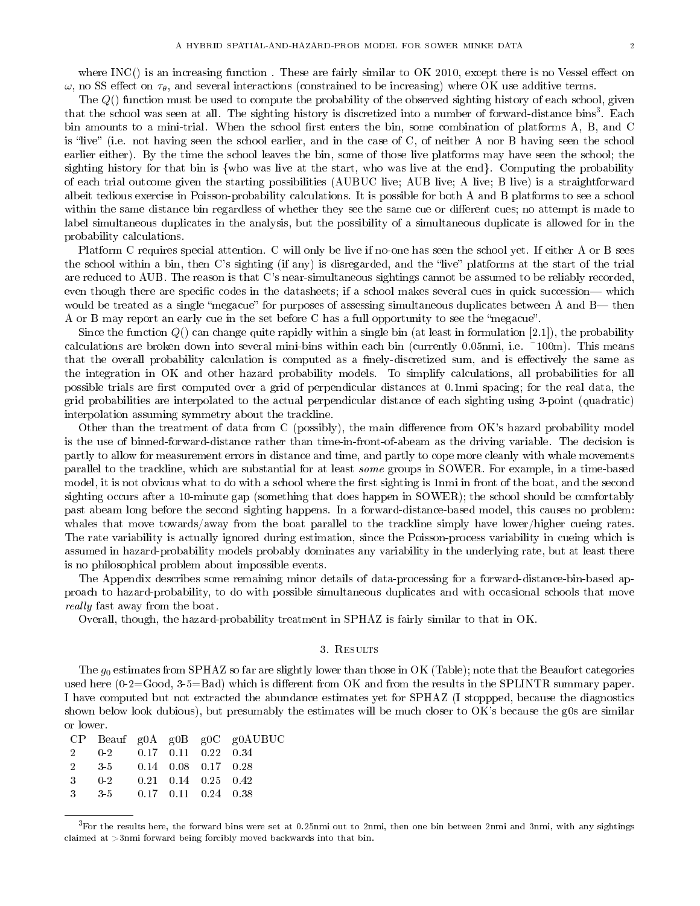where INC() is an increasing function . These are fairly similar to OK 2010, except there is no Vessel effect on $\omega$, no SS effect on $\tau_\theta$, and several interactions (constrained to be increasing) where OK use additive terms.

The $Q()$ function must be used to compute the probability of the observed sighting history of each school, given that the school was seen at all. The sighting history is discretized into a number of forward-distance bins[3]. Each bin amounts to a mini-trial. When the school first enters the bin, some combination of platforms A, B, and C is "live" (i.e. not having seen the school earlier, and in the case of C, of neither A nor B having seen the school earlier either). By the time the school leaves the bin, some of those live platforms may have seen the school; the sighting history for that bin is {who was live at the start, who was live at the end}. Computing the probability of each trial outcome given the starting possibilities (AUBUC live; AUB live; A live; B live) is a straightforward albeit tedious exercise in Poisson-probability calculations. It is possible for both A and B platforms to see a school within the same distance bin regardless of whether they see the same cue or different cues; no attempt is made to label simultaneous duplicates in the analysis, but the possibility of a simultaneous duplicate is allowed for in the probability calculations.

Platform C requires special attention. C will only be live if no-one has seen the school yet. If either A or B sees the school within a bin, then C's sighting (if any) is disregarded, and the "live" platforms at the start of the trial are reduced to AUB. The reason is that C's near-simultaneous sightings cannot be assumed to be reliably recorded, even though there are specific codes in the datasheets; if a school makes several cues in quick succession— which would be treated as a single "megacue" for purposes of assessing simultaneous duplicates between A and B— then A or B may report an early cue in the set before C has a full opportunity to see the "megacue".

Since the function $Q()$ can change quite rapidly within a single bin (at least in formulation [2.1]), the probability calculations are broken down into several mini-bins within each bin (currently 0.05nmi, i.e. ~100m). This means that the overall probability calculation is computed as a finely-discretized sum, and is effectively the same as the integration in OK and other hazard probability models. To simplify calculations, all probabilities for all possible trials are first computed over a grid of perpendicular distances at 0.1nmi spacing; for the real data, the grid probabilities are interpolated to the actual perpendicular distance of each sighting using 3-point (quadratic) interpolation assuming symmetry about the trackline.

Other than the treatment of data from C (possibly), the main difference from OK's hazard probability model is the use of binned-forward-distance rather than time-in-front-of-abeam as the driving variable. The decision is partly to allow for measurement errors in distance and time, and partly to cope more cleanly with whale movements parallel to the trackline, which are substantial for at least *some* groups in SOWER. For example, in a time-based model, it is not obvious what to do with a school where the first sighting is 1nmi in front of the boat, and the second sighting occurs after a 10-minute gap (something that does happen in SOWER); the school should be comfortably past abeam long before the second sighting happens. In a forward-distance-based model, this causes no problem: whales that move towards/away from the boat parallel to the trackline simply have lower/higher cueing rates. The rate variability is actually ignored during estimation, since the Poisson-process variability in cueing which is assumed in hazard-probability models probably dominates any variability in the underlying rate, but at least there is no philosophical problem about impossible events.

The Appendix describes some remaining minor details of data-processing for a forward-distance-bin-based approach to hazard-probability, to do with possible simultaneous duplicates and with occasional schools that move *really* fast away from the boat.

Overall, though, the hazard-probability treatment in SPHAZ is fairly similar to that in OK.

## 3. Results

The $g_0$ estimates from SPHAZ so far are slightly lower than those in OK (Table); note that the Beaufort categories used here (0-2=Good, 3-5=Bad) which is different from OK and from the results in the SPLINTR summary paper. I have computed but not extracted the abundance estimates yet for SPHAZ (I stoppped, because the diagnostics shown below look dubious), but presumably the estimates will be much closer to OK's because the g0s are similar or lower.

| CP | Beauf | g0A | g0B | g0C | g0AUBUC |
|---|---|---|---|---|---|
| 2 | 0-2 | 0.17 | 0.11 | 0.22 | 0.34 |
| 2 | 3-5 | 0.14 | 0.08 | 0.17 | 0.28 |
| 3 | 0-2 | 0.21 | 0.14 | 0.25 | 0.42 |
| 3 | 3-5 | 0.17 | 0.11 | 0.24 | 0.38 |

[3]For the results here, the forward bins were set at 0.25nmi out to 2nmi, then one bin between 2nmi and 3nmi, with any sightings claimed at >3nmi forward being forcibly moved backwards into that bin.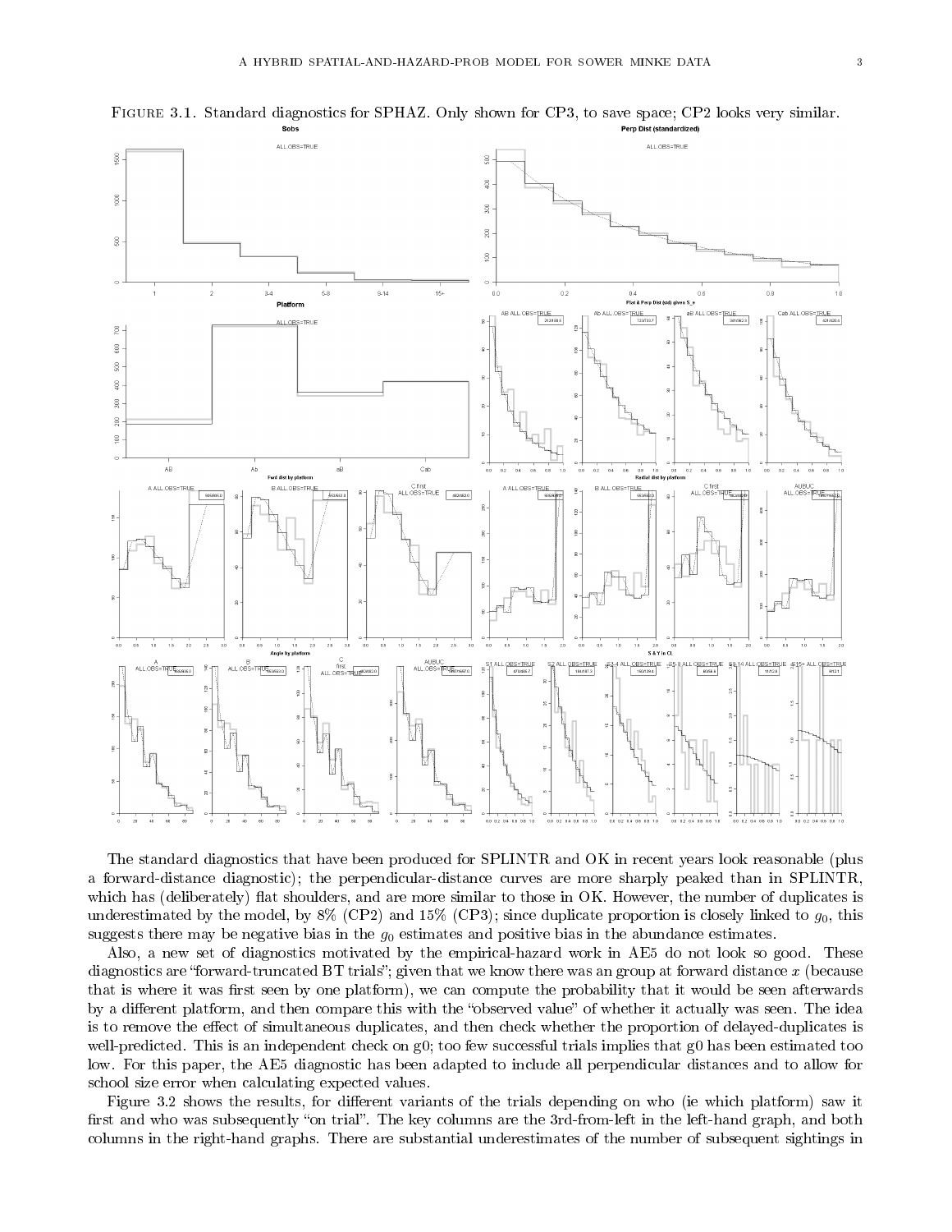Figure 3.1. Standard diagnostics for SPHAZ. Only shown for CP3, to save space; CP2 looks very similar.

The standard diagnostics that have been produced for SPLINTR and OK in recent years look reasonable (plus a forward-distance diagnostic); the perpendicular-distance curves are more sharply peaked than in SPLINTR, which has (deliberately) flat shoulders, and are more similar to those in OK. However, the number of duplicates is underestimated by the model, by 8% (CP2) and 15% (CP3); since duplicate proportion is closely linked to $g_0$, this suggests there may be negative bias in the $g_0$ estimates and positive bias in the abundance estimates.

Also, a new set of diagnostics motivated by the empirical-hazard work in AE5 do not look so good. These diagnostics are "forward-truncated BT trials"; given that we know there was an group at forward distance $x$ (because that is where it was first seen by one platform), we can compute the probability that it would be seen afterwards by a different platform, and then compare this with the "observed value" of whether it actually was seen. The idea is to remove the effect of simultaneous duplicates, and then check whether the proportion of delayed-duplicates is well-predicted. This is an independent check on g0; too few successful trials implies that g0 has been estimated too low. For this paper, the AE5 diagnostic has been adapted to include all perpendicular distances and to allow for school size error when calculating expected values.

Figure 3.2 shows the results, for different variants of the trials depending on who (ie which platform) saw it first and who was subsequently "on trial". The key columns are the 3rd-from-left in the left-hand graph, and both columns in the right-hand graphs. There are substantial underestimates of the number of subsequent sightings in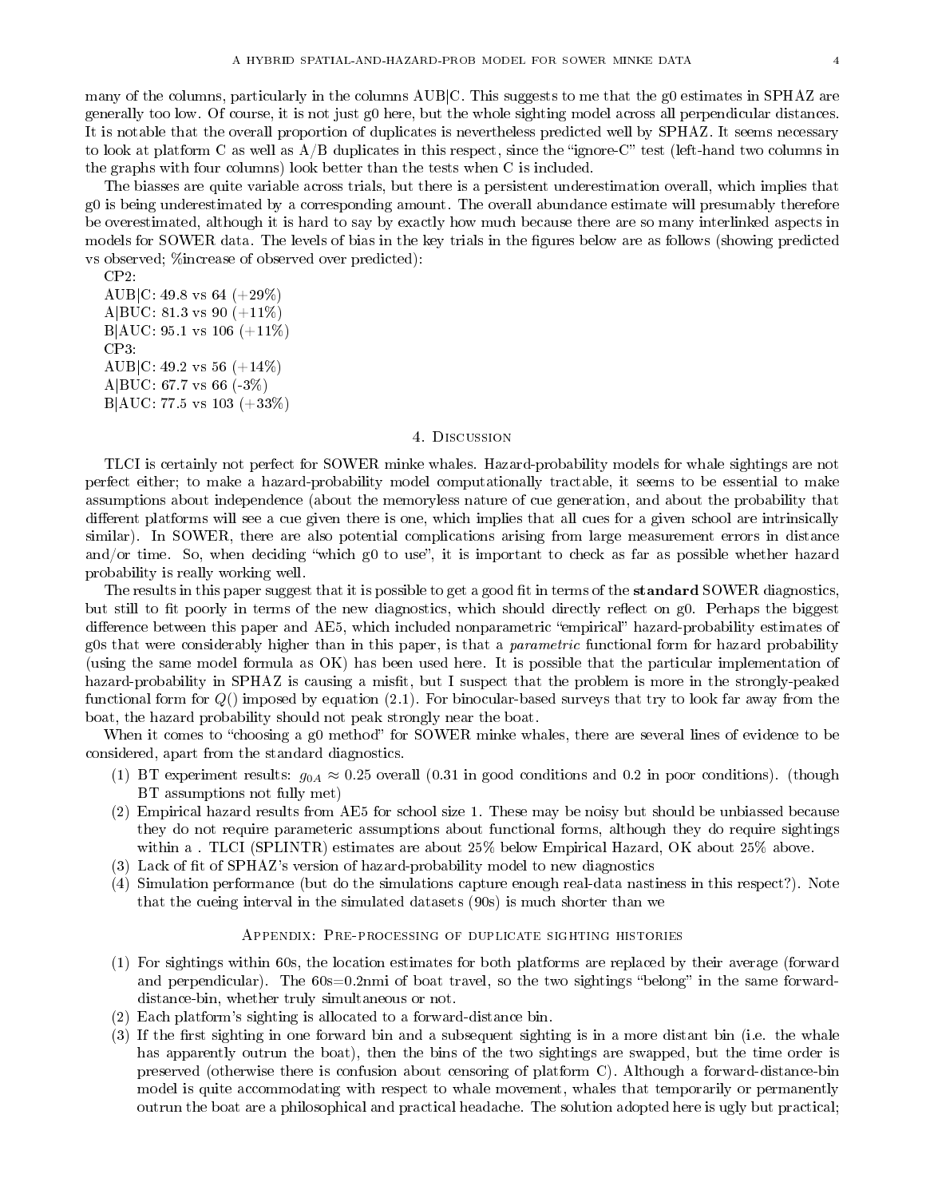many of the columns, particularly in the columns AUB|C. This suggests to me that the g0 estimates in SPHAZ are generally too low. Of course, it is not just g0 here, but the whole sighting model across all perpendicular distances. It is notable that the overall proportion of duplicates is nevertheless predicted well by SPHAZ. It seems necessary to look at platform C as well as A/B duplicates in this respect, since the "ignore-C" test (left-hand two columns in the graphs with four columns) look better than the tests when C is included.

The biasses are quite variable across trials, but there is a persistent underestimation overall, which implies that g0 is being underestimated by a corresponding amount. The overall abundance estimate will presumably therefore be overestimated, although it is hard to say by exactly how much because there are so many interlinked aspects in models for SOWER data. The levels of bias in the key trials in the figures below are as follows (showing predicted vs observed; %increase of observed over predicted):

CP2:
AUB|C: 49.8 vs 64 (+29%)
A|BUC: 81.3 vs 90 (+11%)
B|AUC: 95.1 vs 106 (+11%)
CP3:
AUB|C: 49.2 vs 56 (+14%)
A|BUC: 67.7 vs 66 (-3%)
B|AUC: 77.5 vs 103 (+33%)

## 4. Discussion

TLCI is certainly not perfect for SOWER minke whales. Hazard-probability models for whale sightings are not perfect either; to make a hazard-probability model computationally tractable, it seems to be essential to make assumptions about independence (about the memoryless nature of cue generation, and about the probability that different platforms will see a cue given there is one, which implies that all cues for a given school are intrinsically similar). In SOWER, there are also potential complications arising from large measurement errors in distance and/or time. So, when deciding "which g0 to use", it is important to check as far as possible whether hazard probability is really working well.

The results in this paper suggest that it is possible to get a good fit in terms of the **standard** SOWER diagnostics, but still to fit poorly in terms of the new diagnostics, which should directly reflect on g0. Perhaps the biggest difference between this paper and AE5, which included nonparametric "empirical" hazard-probability estimates of g0s that were considerably higher than in this paper, is that a *parametric* functional form for hazard probability (using the same model formula as OK) has been used here. It is possible that the particular implementation of hazard-probability in SPHAZ is causing a misfit, but I suspect that the problem is more in the strongly-peaked functional form for $Q()$ imposed by equation (2.1). For binocular-based surveys that try to look far away from the boat, the hazard probability should not peak strongly near the boat.

When it comes to "choosing a g0 method" for SOWER minke whales, there are several lines of evidence to be considered, apart from the standard diagnostics.

1. BT experiment results: $g_{0A} \approx 0.25$ overall (0.31 in good conditions and 0.2 in poor conditions). (though BT assumptions not fully met)
2. Empirical hazard results from AE5 for school size 1. These may be noisy but should be unbiassed because they do not require parameteric assumptions about functional forms, although they do require sightings within a . TLCI (SPLINTR) estimates are about 25% below Empirical Hazard, OK about 25% above.
3. Lack of fit of SPHAZ's version of hazard-probability model to new diagnostics
4. Simulation performance (but do the simulations capture enough real-data nastiness in this respect?). Note that the cueing interval in the simulated datasets (90s) is much shorter than we

### Appendix: Pre-processing of duplicate sighting histories

1. For sightings within 60s, the location estimates for both platforms are replaced by their average (forward and perpendicular). The 60s=0.2nmi of boat travel, so the two sightings "belong" in the same forward-distance-bin, whether truly simultaneous or not.
2. Each platform's sighting is allocated to a forward-distance bin.
3. If the first sighting in one forward bin and a subsequent sighting is in a more distant bin (i.e. the whale has apparently outrun the boat), then the bins of the two sightings are swapped, but the time order is preserved (otherwise there is confusion about censoring of platform C). Although a forward-distance-bin model is quite accommodating with respect to whale movement, whales that temporarily or permanently outrun the boat are a philosophical and practical headache. The solution adopted here is ugly but practical;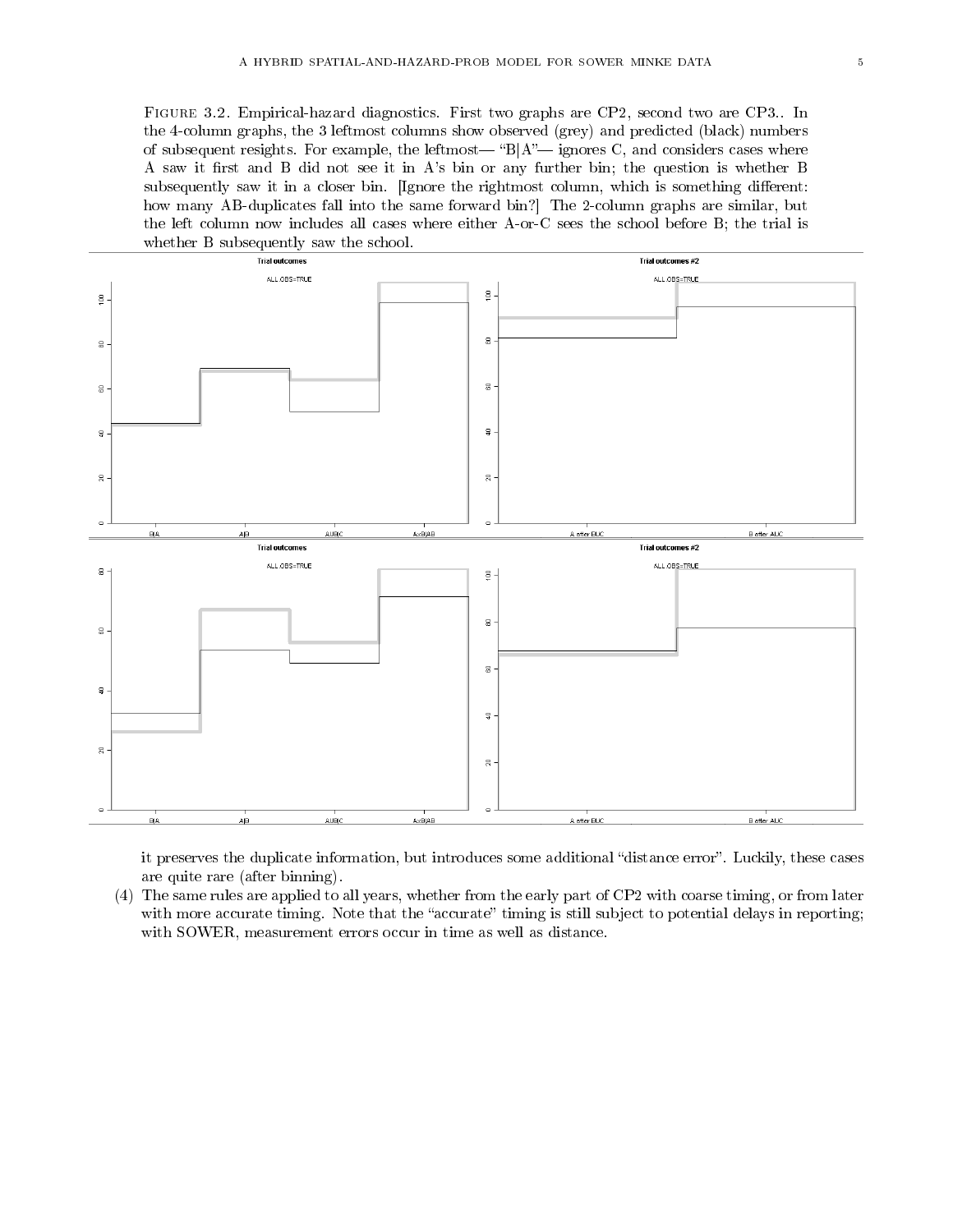FIGURE 3.2. Empirical-hazard diagnostics. First two graphs are CP2, second two are CP3.. In the 4-column graphs, the 3 leftmost columns show observed (grey) and predicted (black) numbers of subsequent resights. For example, the leftmost— "B|A"— ignores C, and considers cases where A saw it first and B did not see it in A's bin or any further bin; the question is whether B subsequently saw it in a closer bin. [Ignore the rightmost column, which is something different: how many AB-duplicates fall into the same forward bin?] The 2-column graphs are similar, but the left column now includes all cases where either A-or-C sees the school before B; the trial is whether B subsequently saw the school.

Trial outcomes

ALL.OBS=TRUE

0 20 40 60 80 100

B|A A|B A.U|BC AxB|AB

Trial outcomes #2

ALL.OBS=TRUE

0 20 40 60 80 100

A after B.UC B after A.UC

Trial outcomes

ALL.OBS=TRUE

0 20 40 60 80

B|A A|B A.U|BC AxB|AB

Trial outcomes #2

ALL.OBS=TRUE

0 20 40 60 80 100

A after B.UC B after A.UC

it preserves the duplicate information, but introduces some additional "distance error". Luckily, these cases are quite rare (after binning).

(4) The same rules are applied to all years, whether from the early part of CP2 with coarse timing, or from later with more accurate timing. Note that the "accurate" timing is still subject to potential delays in reporting; with SOWER, measurement errors occur in time as well as distance.